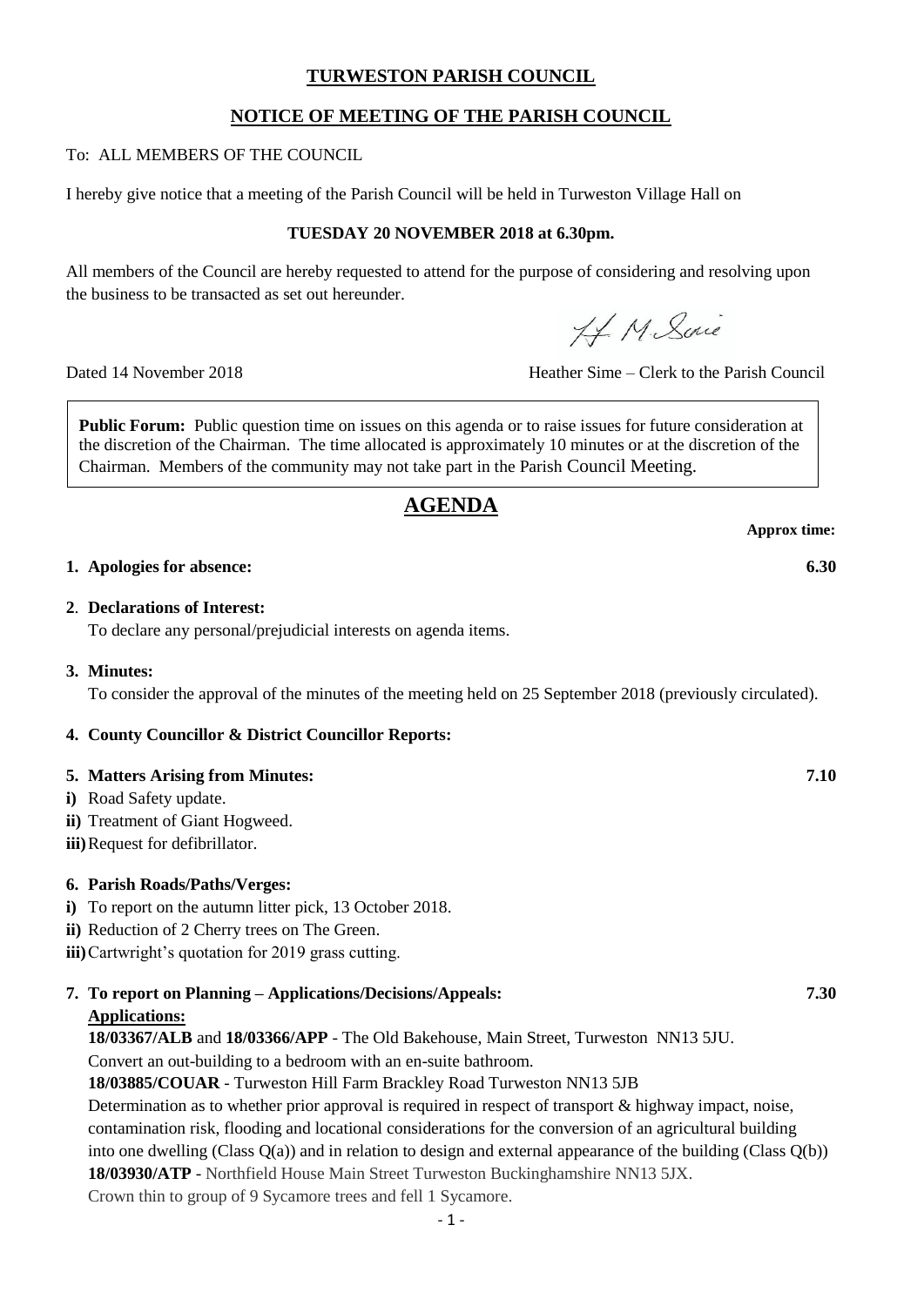# TURWESTON PARISH COUNCIL

## NOTICE OF MEETING OF THE PARISH COUNCIL

To: ALL MEMBERS OF THE COUNCIL

I hereby give notice that a meeting of the Parish Council will be held in Turweston Village Hall on

**TUESDAY 20 NOVEMBER 2018 at 6.30pm.**

All members of the Council are hereby requested to attend for the purpose of considering and resolving upon the business to be transacted as set out hereunder.

H M Sime

Dated 14 November 2018 — Heather Sime – Clerk to the Parish Council

**Public Forum:** Public question time on issues on this agenda or to raise issues for future consideration at the discretion of the Chairman. The time allocated is approximately 10 minutes or at the discretion of the Chairman. Members of the community may not take part in the Parish Council Meeting.

# AGENDA

**Approx time:**

**1. Apologies for absence:** **6.30**

**2. Declarations of Interest:**
To declare any personal/prejudicial interests on agenda items.

**3. Minutes:**
To consider the approval of the minutes of the meeting held on 25 September 2018 (previously circulated).

**4. County Councillor & District Councillor Reports:**

**5. Matters Arising from Minutes:** **7.10**

**i)** Road Safety update.
**ii)** Treatment of Giant Hogweed.
**iii)** Request for defibrillator.

**6. Parish Roads/Paths/Verges:**

**i)** To report on the autumn litter pick, 13 October 2018.
**ii)** Reduction of 2 Cherry trees on The Green.
**iii)** Cartwright's quotation for 2019 grass cutting.

**7. To report on Planning – Applications/Decisions/Appeals:** **7.30**

**Applications:**

**18/03367/ALB** and **18/03366/APP** - The Old Bakehouse, Main Street, Turweston NN13 5JU.
Convert an out-building to a bedroom with an en-suite bathroom.

**18/03885/COUAR** - Turweston Hill Farm Brackley Road Turweston NN13 5JB
Determination as to whether prior approval is required in respect of transport & highway impact, noise, contamination risk, flooding and locational considerations for the conversion of an agricultural building into one dwelling (Class Q(a)) and in relation to design and external appearance of the building (Class Q(b))

**18/03930/ATP** - Northfield House Main Street Turweston Buckinghamshire NN13 5JX.
Crown thin to group of 9 Sycamore trees and fell 1 Sycamore.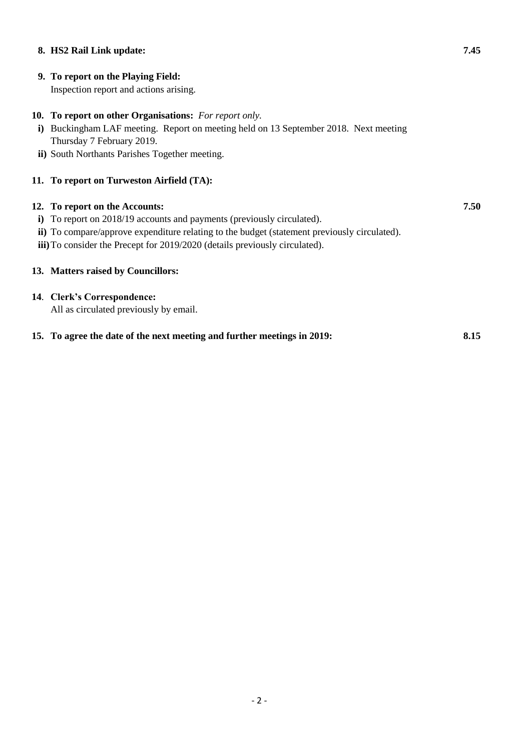**8. HS2 Rail Link update:** **7.45**

**9. To report on the Playing Field:**
Inspection report and actions arising.

**10. To report on other Organisations:** *For report only.*

**i)** Buckingham LAF meeting. Report on meeting held on 13 September 2018. Next meeting Thursday 7 February 2019.

**ii)** South Northants Parishes Together meeting.

**11. To report on Turweston Airfield (TA):**

**12. To report on the Accounts:** **7.50**

**i)** To report on 2018/19 accounts and payments (previously circulated).

**ii)** To compare/approve expenditure relating to the budget (statement previously circulated).

**iii)** To consider the Precept for 2019/2020 (details previously circulated).

**13. Matters raised by Councillors:**

**14. Clerk's Correspondence:**
All as circulated previously by email.

**15. To agree the date of the next meeting and further meetings in 2019:** **8.15**